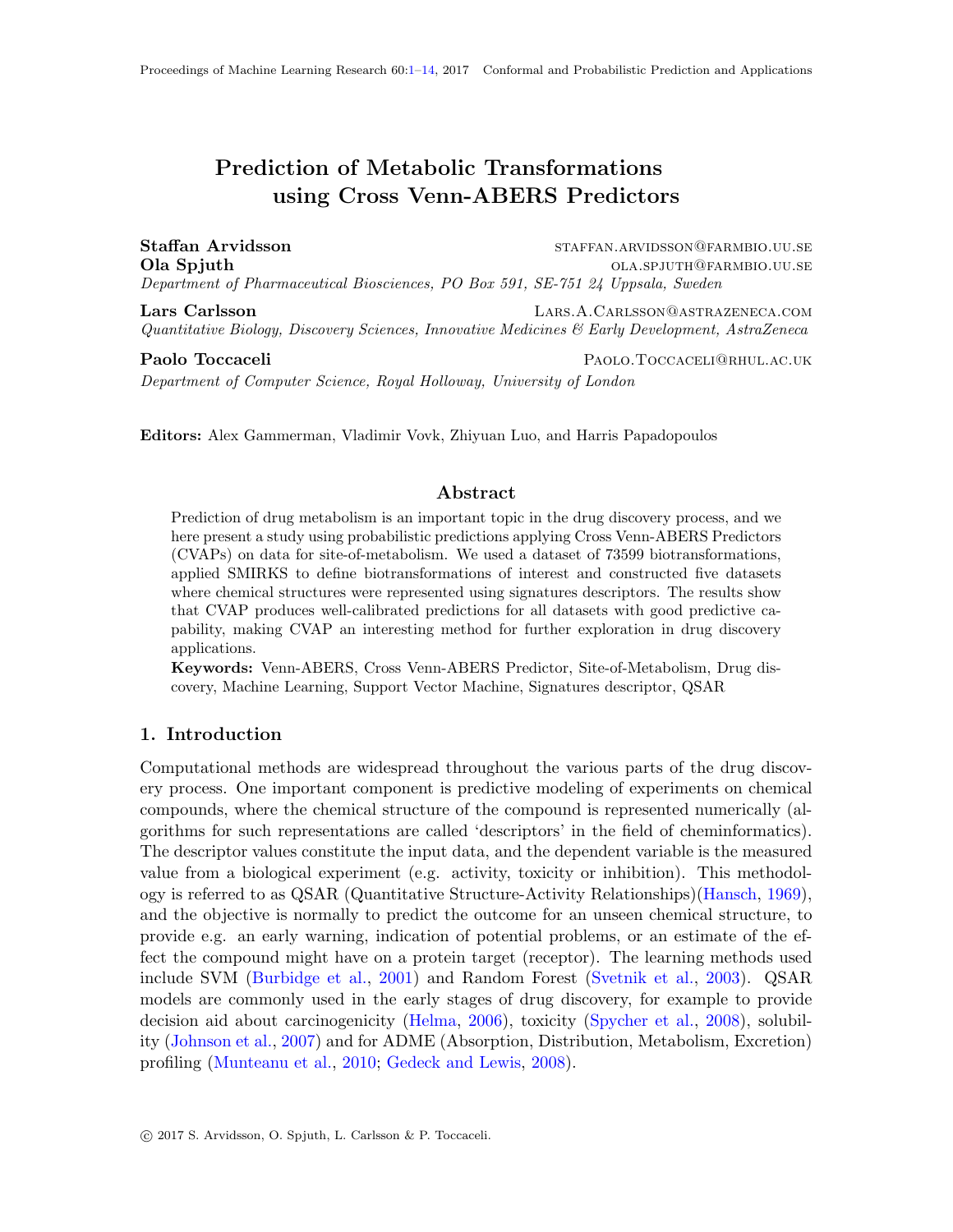# Prediction of Metabolic Transformations using Cross Venn-ABERS Predictors

**Staffan Arvidsson** staffan.arvidsson@farmbio.uu.se
**Ola Spjuth** ola.spjuth@farmbio.uu.se
*Department of Pharmaceutical Biosciences, PO Box 591, SE-751 24 Uppsala, Sweden*

**Lars Carlsson** Lars.A.Carlsson@astrazeneca.com
*Quantitative Biology, Discovery Sciences, Innovative Medicines & Early Development, AstraZeneca*

**Paolo Toccaceli** Paolo.Toccaceli@rhul.ac.uk
*Department of Computer Science, Royal Holloway, University of London*

**Editors:** Alex Gammerman, Vladimir Vovk, Zhiyuan Luo, and Harris Papadopoulos

## Abstract

Prediction of drug metabolism is an important topic in the drug discovery process, and we here present a study using probabilistic predictions applying Cross Venn-ABERS Predictors (CVAPs) on data for site-of-metabolism. We used a dataset of 73599 biotransformations, applied SMIRKS to define biotransformations of interest and constructed five datasets where chemical structures were represented using signatures descriptors. The results show that CVAP produces well-calibrated predictions for all datasets with good predictive capability, making CVAP an interesting method for further exploration in drug discovery applications.

**Keywords:** Venn-ABERS, Cross Venn-ABERS Predictor, Site-of-Metabolism, Drug discovery, Machine Learning, Support Vector Machine, Signatures descriptor, QSAR

## 1. Introduction

Computational methods are widespread throughout the various parts of the drug discovery process. One important component is predictive modeling of experiments on chemical compounds, where the chemical structure of the compound is represented numerically (algorithms for such representations are called 'descriptors' in the field of cheminformatics). The descriptor values constitute the input data, and the dependent variable is the measured value from a biological experiment (e.g. activity, toxicity or inhibition). This methodology is referred to as QSAR (Quantitative Structure-Activity Relationships)(Hansch, 1969), and the objective is normally to predict the outcome for an unseen chemical structure, to provide e.g. an early warning, indication of potential problems, or an estimate of the effect the compound might have on a protein target (receptor). The learning methods used include SVM (Burbidge et al., 2001) and Random Forest (Svetnik et al., 2003). QSAR models are commonly used in the early stages of drug discovery, for example to provide decision aid about carcinogenicity (Helma, 2006), toxicity (Spycher et al., 2008), solubility (Johnson et al., 2007) and for ADME (Absorption, Distribution, Metabolism, Excretion) profiling (Munteanu et al., 2010; Gedeck and Lewis, 2008).

© 2017 S. Arvidsson, O. Spjuth, L. Carlsson & P. Toccaceli.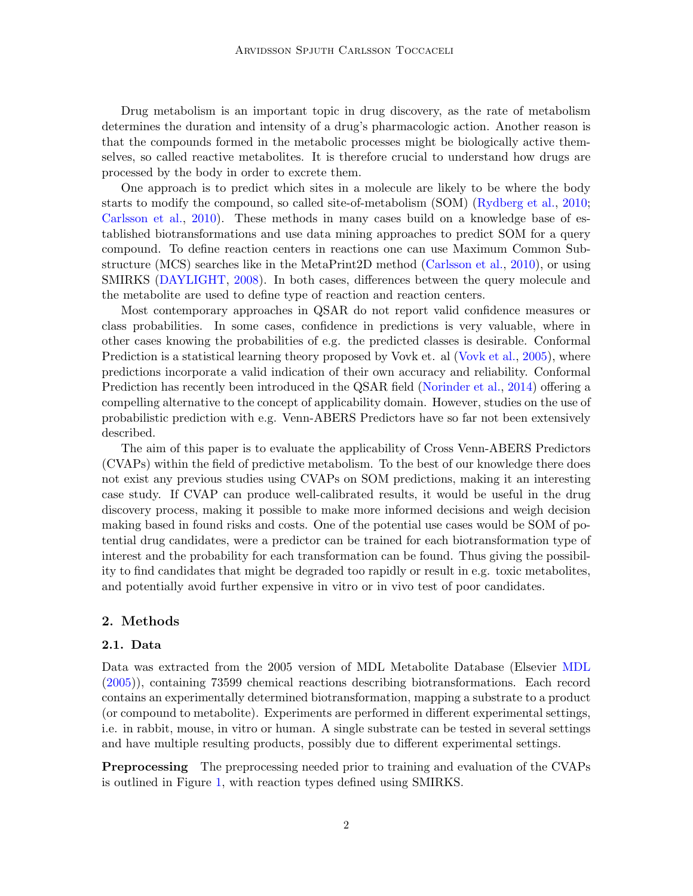Drug metabolism is an important topic in drug discovery, as the rate of metabolism determines the duration and intensity of a drug's pharmacologic action. Another reason is that the compounds formed in the metabolic processes might be biologically active themselves, so called reactive metabolites. It is therefore crucial to understand how drugs are processed by the body in order to excrete them.

One approach is to predict which sites in a molecule are likely to be where the body starts to modify the compound, so called site-of-metabolism (SOM) (Rydberg et al., 2010; Carlsson et al., 2010). These methods in many cases build on a knowledge base of established biotransformations and use data mining approaches to predict SOM for a query compound. To define reaction centers in reactions one can use Maximum Common Substructure (MCS) searches like in the MetaPrint2D method (Carlsson et al., 2010), or using SMIRKS (DAYLIGHT, 2008). In both cases, differences between the query molecule and the metabolite are used to define type of reaction and reaction centers.

Most contemporary approaches in QSAR do not report valid confidence measures or class probabilities. In some cases, confidence in predictions is very valuable, where in other cases knowing the probabilities of e.g. the predicted classes is desirable. Conformal Prediction is a statistical learning theory proposed by Vovk et. al (Vovk et al., 2005), where predictions incorporate a valid indication of their own accuracy and reliability. Conformal Prediction has recently been introduced in the QSAR field (Norinder et al., 2014) offering a compelling alternative to the concept of applicability domain. However, studies on the use of probabilistic prediction with e.g. Venn-ABERS Predictors have so far not been extensively described.

The aim of this paper is to evaluate the applicability of Cross Venn-ABERS Predictors (CVAPs) within the field of predictive metabolism. To the best of our knowledge there does not exist any previous studies using CVAPs on SOM predictions, making it an interesting case study. If CVAP can produce well-calibrated results, it would be useful in the drug discovery process, making it possible to make more informed decisions and weigh decision making based in found risks and costs. One of the potential use cases would be SOM of potential drug candidates, were a predictor can be trained for each biotransformation type of interest and the probability for each transformation can be found. Thus giving the possibility to find candidates that might be degraded too rapidly or result in e.g. toxic metabolites, and potentially avoid further expensive in vitro or in vivo test of poor candidates.

## 2. Methods

### 2.1. Data

Data was extracted from the 2005 version of MDL Metabolite Database (Elsevier MDL (2005)), containing 73599 chemical reactions describing biotransformations. Each record contains an experimentally determined biotransformation, mapping a substrate to a product (or compound to metabolite). Experiments are performed in different experimental settings, i.e. in rabbit, mouse, in vitro or human. A single substrate can be tested in several settings and have multiple resulting products, possibly due to different experimental settings.

**Preprocessing** The preprocessing needed prior to training and evaluation of the CVAPs is outlined in Figure 1, with reaction types defined using SMIRKS.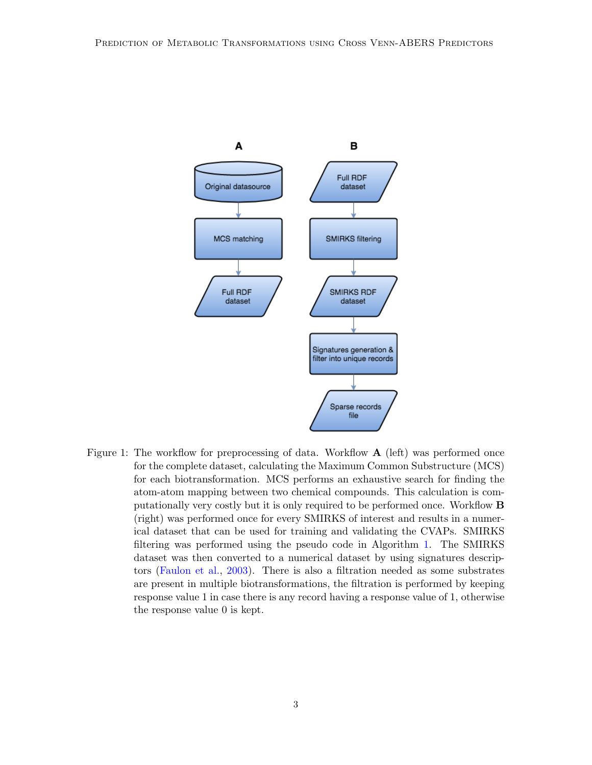Figure 1: The workflow for preprocessing of data. Workflow **A** (left) was performed once for the complete dataset, calculating the Maximum Common Substructure (MCS) for each biotransformation. MCS performs an exhaustive search for finding the atom-atom mapping between two chemical compounds. This calculation is computationally very costly but it is only required to be performed once. Workflow **B** (right) was performed once for every SMIRKS of interest and results in a numerical dataset that can be used for training and validating the CVAPs. SMIRKS filtering was performed using the pseudo code in Algorithm 1. The SMIRKS dataset was then converted to a numerical dataset by using signatures descriptors (Faulon et al., 2003). There is also a filtration needed as some substrates are present in multiple biotransformations, the filtration is performed by keeping response value 1 in case there is any record having a response value of 1, otherwise the response value 0 is kept.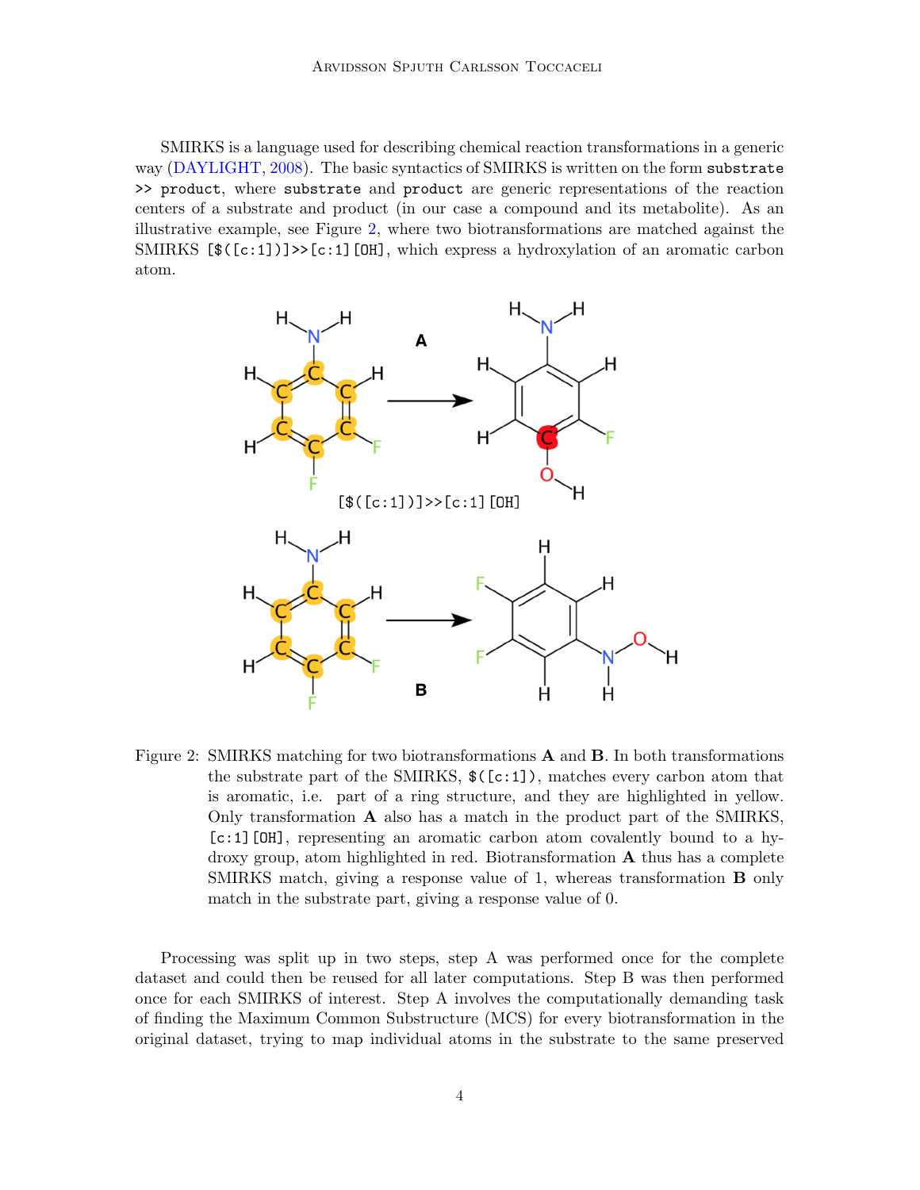SMIRKS is a language used for describing chemical reaction transformations in a generic way (DAYLIGHT, 2008). The basic syntactics of SMIRKS is written on the form `substrate >> product`, where `substrate` and `product` are generic representations of the reaction centers of a substrate and product (in our case a compound and its metabolite). As an illustrative example, see Figure 2, where two biotransformations are matched against the SMIRKS `[$([c:1])]>>[c:1][OH]`, which express a hydroxylation of an aromatic carbon atom.

Figure 2: SMIRKS matching for two biotransformations **A** and **B**. In both transformations the substrate part of the SMIRKS, `$([c:1])`, matches every carbon atom that is aromatic, i.e. part of a ring structure, and they are highlighted in yellow. Only transformation **A** also has a match in the product part of the SMIRKS, `[c:1][OH]`, representing an aromatic carbon atom covalently bound to a hydroxy group, atom highlighted in red. Biotransformation **A** thus has a complete SMIRKS match, giving a response value of 1, whereas transformation **B** only match in the substrate part, giving a response value of 0.

Processing was split up in two steps, step A was performed once for the complete dataset and could then be reused for all later computations. Step B was then performed once for each SMIRKS of interest. Step A involves the computationally demanding task of finding the Maximum Common Substructure (MCS) for every biotransformation in the original dataset, trying to map individual atoms in the substrate to the same preserved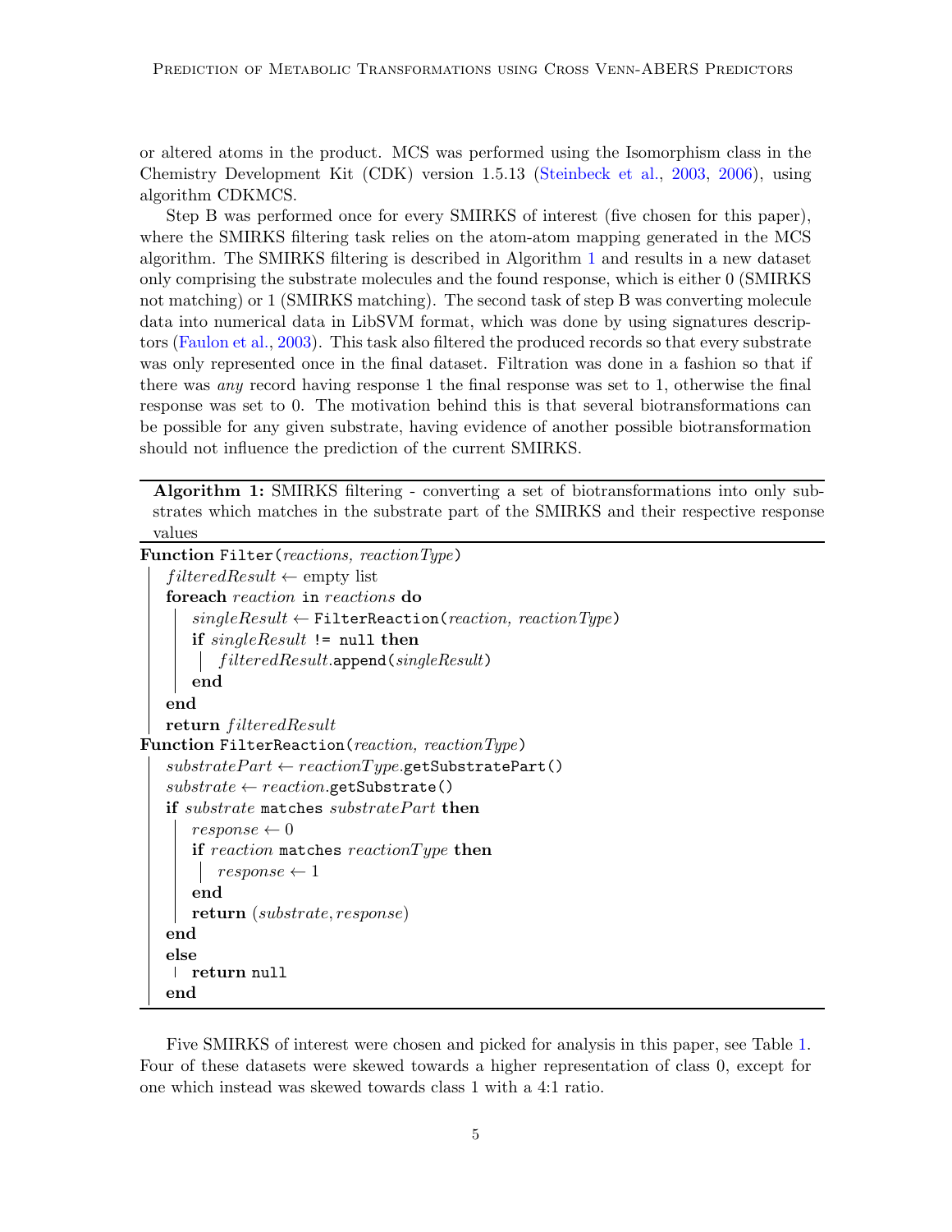or altered atoms in the product. MCS was performed using the Isomorphism class in the Chemistry Development Kit (CDK) version 1.5.13 (Steinbeck et al., 2003, 2006), using algorithm CDKMCS.

Step B was performed once for every SMIRKS of interest (five chosen for this paper), where the SMIRKS filtering task relies on the atom-atom mapping generated in the MCS algorithm. The SMIRKS filtering is described in Algorithm 1 and results in a new dataset only comprising the substrate molecules and the found response, which is either 0 (SMIRKS not matching) or 1 (SMIRKS matching). The second task of step B was converting molecule data into numerical data in LibSVM format, which was done by using signatures descriptors (Faulon et al., 2003). This task also filtered the produced records so that every substrate was only represented once in the final dataset. Filtration was done in a fashion so that if there was *any* record having response 1 the final response was set to 1, otherwise the final response was set to 0. The motivation behind this is that several biotransformations can be possible for any given substrate, having evidence of another possible biotransformation should not influence the prediction of the current SMIRKS.

**Algorithm 1:** SMIRKS filtering - converting a set of biotransformations into only substrates which matches in the substrate part of the SMIRKS and their respective response values

```
Function Filter(reactions, reactionType)
    filteredResult ← empty list
    foreach reaction in reactions do
        singleResult ← FilterReaction(reaction, reactionType)
        if singleResult != null then
            filteredResult.append(singleResult)
        end
    end
    return filteredResult
Function FilterReaction(reaction, reactionType)
    substratePart ← reactionType.getSubstratePart()
    substrate ← reaction.getSubstrate()
    if substrate matches substratePart then
        response ← 0
        if reaction matches reactionType then
            response ← 1
        end
        return (substrate, response)
    end
    else
        return null
    end
```

Five SMIRKS of interest were chosen and picked for analysis in this paper, see Table 1. Four of these datasets were skewed towards a higher representation of class 0, except for one which instead was skewed towards class 1 with a 4:1 ratio.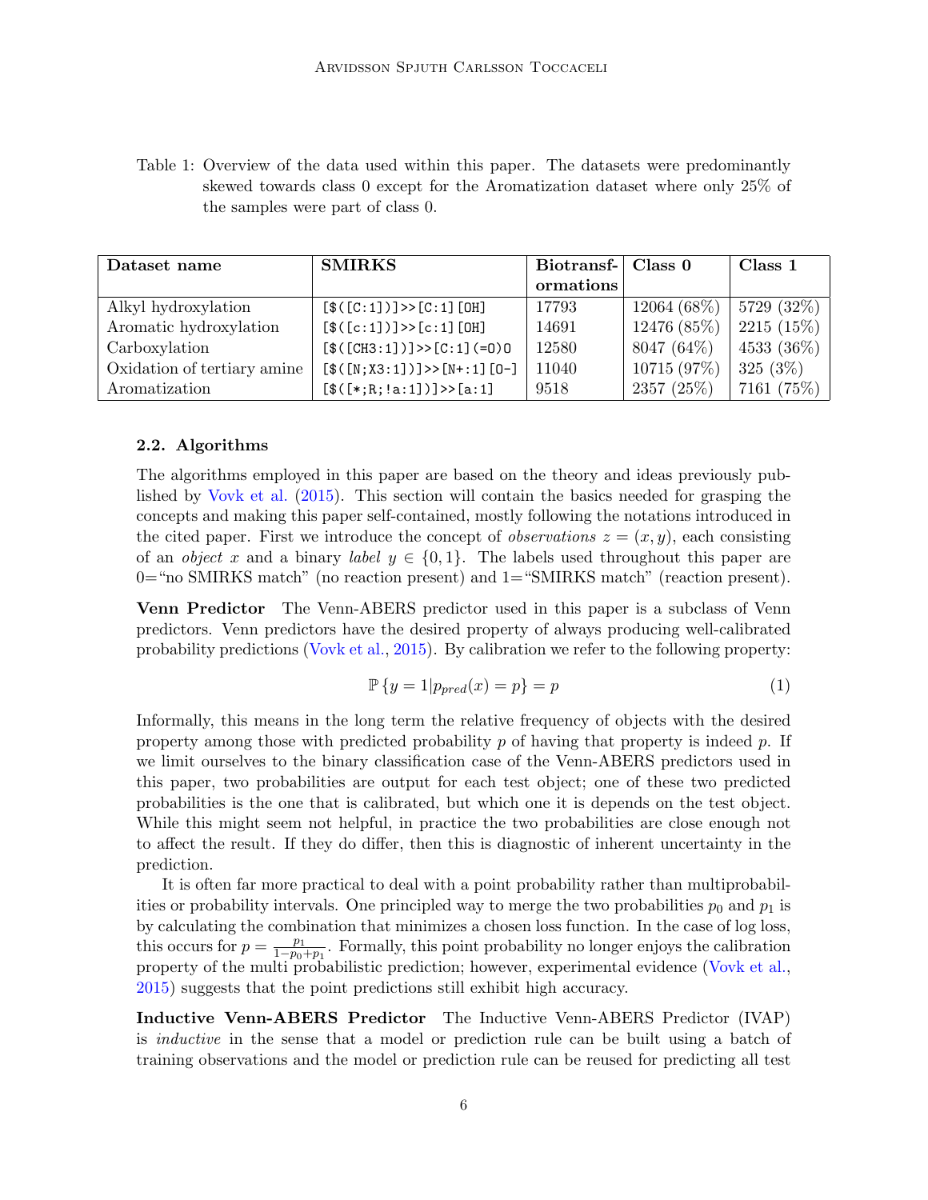Table 1: Overview of the data used within this paper. The datasets were predominantly skewed towards class 0 except for the Aromatization dataset where only 25% of the samples were part of class 0.

| **Dataset name** | **SMIRKS** | **Biotransformations** | **Class 0** | **Class 1** |
|---|---|---|---|---|
| Alkyl hydroxylation | `[$([C:1])]>>[C:1][OH]` | 17793 | 12064 (68%) | 5729 (32%) |
| Aromatic hydroxylation | `[$([c:1])]>>[c:1][OH]` | 14691 | 12476 (85%) | 2215 (15%) |
| Carboxylation | `[$([CH3:1])]>>[C:1](=O)O` | 12580 | 8047 (64%) | 4533 (36%) |
| Oxidation of tertiary amine | `[$([N;X3:1])]>>[N+:1][O-]` | 11040 | 10715 (97%) | 325 (3%) |
| Aromatization | `[$([*;R;!a:1])]>>[a:1]` | 9518 | 2357 (25%) | 7161 (75%) |

### 2.2. Algorithms

The algorithms employed in this paper are based on the theory and ideas previously published by Vovk et al. (2015). This section will contain the basics needed for grasping the concepts and making this paper self-contained, mostly following the notations introduced in the cited paper. First we introduce the concept of *observations* $z = (x, y)$, each consisting of an *object* $x$ and a binary *label* $y \in \{0, 1\}$. The labels used throughout this paper are 0="no SMIRKS match" (no reaction present) and 1="SMIRKS match" (reaction present).

**Venn Predictor** The Venn-ABERS predictor used in this paper is a subclass of Venn predictors. Venn predictors have the desired property of always producing well-calibrated probability predictions (Vovk et al., 2015). By calibration we refer to the following property:

$$\mathbb{P}\{y = 1 | p_{pred}(x) = p\} = p \tag{1}$$

Informally, this means in the long term the relative frequency of objects with the desired property among those with predicted probability $p$ of having that property is indeed $p$. If we limit ourselves to the binary classification case of the Venn-ABERS predictors used in this paper, two probabilities are output for each test object; one of these two predicted probabilities is the one that is calibrated, but which one it is depends on the test object. While this might seem not helpful, in practice the two probabilities are close enough not to affect the result. If they do differ, then this is diagnostic of inherent uncertainty in the prediction.

It is often far more practical to deal with a point probability rather than multiprobabilities or probability intervals. One principled way to merge the two probabilities $p_0$ and $p_1$ is by calculating the combination that minimizes a chosen loss function. In the case of log loss, this occurs for $p = \frac{p_1}{1-p_0+p_1}$. Formally, this point probability no longer enjoys the calibration property of the multi probabilistic prediction; however, experimental evidence (Vovk et al., 2015) suggests that the point predictions still exhibit high accuracy.

**Inductive Venn-ABERS Predictor** The Inductive Venn-ABERS Predictor (IVAP) is *inductive* in the sense that a model or prediction rule can be built using a batch of training observations and the model or prediction rule can be reused for predicting all test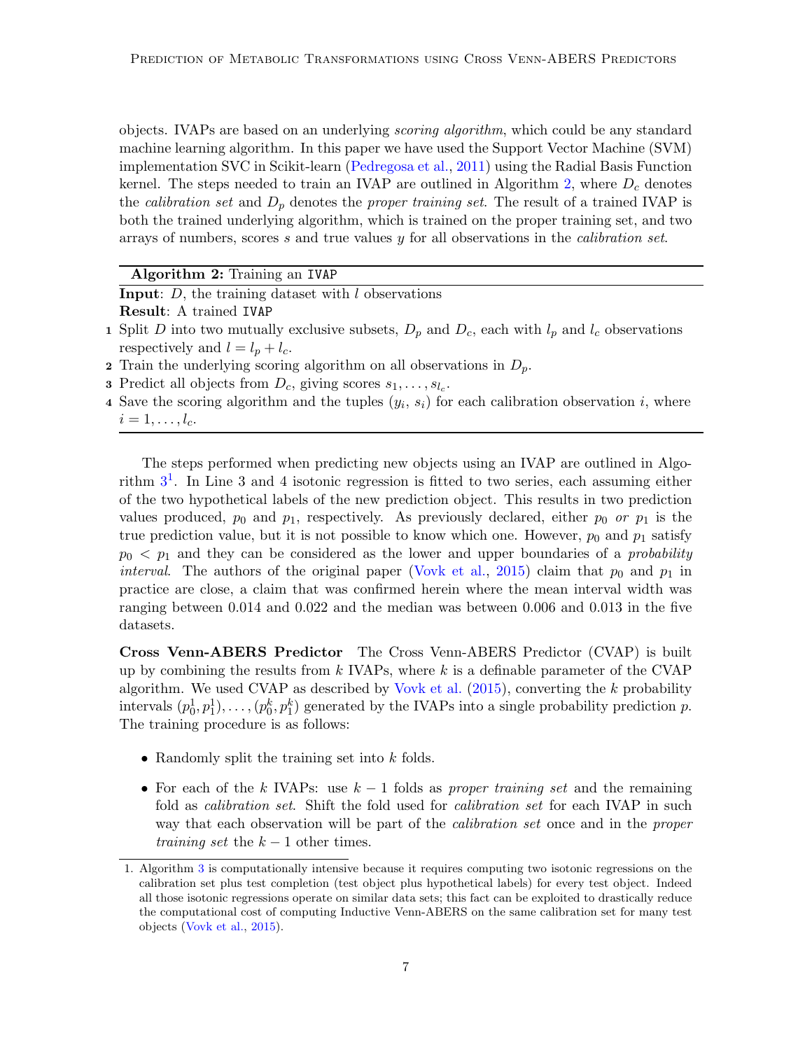objects. IVAPs are based on an underlying *scoring algorithm*, which could be any standard machine learning algorithm. In this paper we have used the Support Vector Machine (SVM) implementation SVC in Scikit-learn (Pedregosa et al., 2011) using the Radial Basis Function kernel. The steps needed to train an IVAP are outlined in Algorithm 2, where $D_c$ denotes the *calibration set* and $D_p$ denotes the *proper training set*. The result of a trained IVAP is both the trained underlying algorithm, which is trained on the proper training set, and two arrays of numbers, scores $s$ and true values $y$ for all observations in the *calibration set*.

---

**Algorithm 2:** Training an `IVAP`

**Input**: $D$, the training dataset with $l$ observations

**Result**: A trained `IVAP`

1. Split $D$ into two mutually exclusive subsets, $D_p$ and $D_c$, each with $l_p$ and $l_c$ observations respectively and $l = l_p + l_c$.
2. Train the underlying scoring algorithm on all observations in $D_p$.
3. Predict all objects from $D_c$, giving scores $s_1, \ldots, s_{l_c}$.
4. Save the scoring algorithm and the tuples $(y_i,\ s_i)$ for each calibration observation $i$, where $i = 1, \ldots, l_c$.

---

The steps performed when predicting new objects using an IVAP are outlined in Algorithm 3[1]. In Line 3 and 4 isotonic regression is fitted to two series, each assuming either of the two hypothetical labels of the new prediction object. This results in two prediction values produced, $p_0$ and $p_1$, respectively. As previously declared, either $p_0$ *or* $p_1$ is the true prediction value, but it is not possible to know which one. However, $p_0$ and $p_1$ satisfy $p_0 < p_1$ and they can be considered as the lower and upper boundaries of a *probability interval*. The authors of the original paper (Vovk et al., 2015) claim that $p_0$ and $p_1$ in practice are close, a claim that was confirmed herein where the mean interval width was ranging between 0.014 and 0.022 and the median was between 0.006 and 0.013 in the five datasets.

**Cross Venn-ABERS Predictor** The Cross Venn-ABERS Predictor (CVAP) is built up by combining the results from $k$ IVAPs, where $k$ is a definable parameter of the CVAP algorithm. We used CVAP as described by Vovk et al. (2015), converting the $k$ probability intervals $(p_0^1, p_1^1), \ldots, (p_0^k, p_1^k)$ generated by the IVAPs into a single probability prediction $p$. The training procedure is as follows:

- Randomly split the training set into $k$ folds.
- For each of the $k$ IVAPs: use $k - 1$ folds as *proper training set* and the remaining fold as *calibration set*. Shift the fold used for *calibration set* for each IVAP in such way that each observation will be part of the *calibration set* once and in the *proper training set* the $k - 1$ other times.

---

[1] Algorithm 3 is computationally intensive because it requires computing two isotonic regressions on the calibration set plus test completion (test object plus hypothetical labels) for every test object. Indeed all those isotonic regressions operate on similar data sets; this fact can be exploited to drastically reduce the computational cost of computing Inductive Venn-ABERS on the same calibration set for many test objects (Vovk et al., 2015).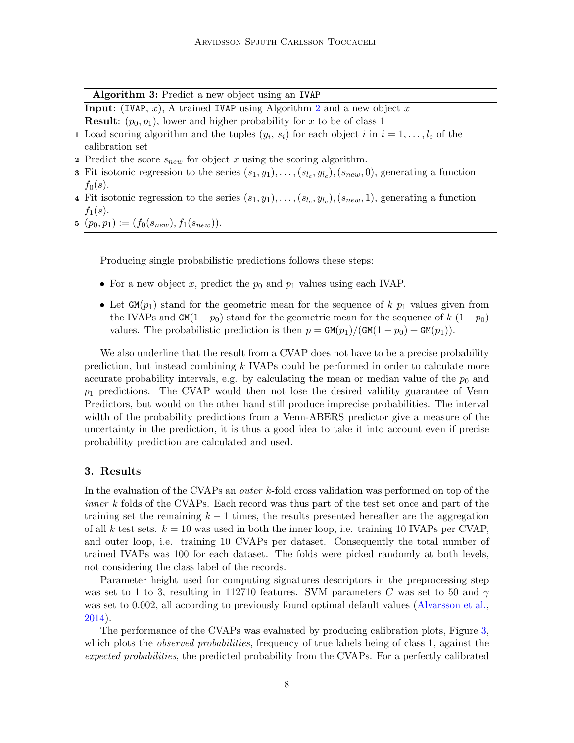**Algorithm 3:** Predict a new object using an `IVAP`

**Input**: (`IVAP`, $x$), A trained `IVAP` using Algorithm 2 and a new object $x$
**Result**: $(p_0, p_1)$, lower and higher probability for $x$ to be of class 1

1. Load scoring algorithm and the tuples $(y_i,\, s_i)$ for each object $i$ in $i = 1, \ldots, l_c$ of the calibration set
2. Predict the score $s_{new}$ for object $x$ using the scoring algorithm.
3. Fit isotonic regression to the series $(s_1, y_1), \ldots, (s_{l_c}, y_{l_c}), (s_{new}, 0)$, generating a function $f_0(s)$.
4. Fit isotonic regression to the series $(s_1, y_1), \ldots, (s_{l_c}, y_{l_c}), (s_{new}, 1)$, generating a function $f_1(s)$.
5. $(p_0, p_1) := (f_0(s_{new}), f_1(s_{new}))$.

Producing single probabilistic predictions follows these steps:

- For a new object $x$, predict the $p_0$ and $p_1$ values using each IVAP.
- Let $\texttt{GM}(p_1)$ stand for the geometric mean for the sequence of $k$ $p_1$ values given from the IVAPs and $\texttt{GM}(1 - p_0)$ stand for the geometric mean for the sequence of $k$ $(1 - p_0)$ values. The probabilistic prediction is then $p = \texttt{GM}(p_1)/(\texttt{GM}(1 - p_0) + \texttt{GM}(p_1))$.

We also underline that the result from a CVAP does not have to be a precise probability prediction, but instead combining $k$ IVAPs could be performed in order to calculate more accurate probability intervals, e.g. by calculating the mean or median value of the $p_0$ and $p_1$ predictions. The CVAP would then not lose the desired validity guarantee of Venn Predictors, but would on the other hand still produce imprecise probabilities. The interval width of the probability predictions from a Venn-ABERS predictor give a measure of the uncertainty in the prediction, it is thus a good idea to take it into account even if precise probability prediction are calculated and used.

## 3. Results

In the evaluation of the CVAPs an *outer* $k$-fold cross validation was performed on top of the *inner* $k$ folds of the CVAPs. Each record was thus part of the test set once and part of the training set the remaining $k - 1$ times, the results presented hereafter are the aggregation of all $k$ test sets. $k = 10$ was used in both the inner loop, i.e. training 10 IVAPs per CVAP, and outer loop, i.e. training 10 CVAPs per dataset. Consequently the total number of trained IVAPs was 100 for each dataset. The folds were picked randomly at both levels, not considering the class label of the records.

Parameter height used for computing signatures descriptors in the preprocessing step was set to 1 to 3, resulting in 112710 features. SVM parameters $C$ was set to 50 and $\gamma$ was set to 0.002, all according to previously found optimal default values (Alvarsson et al., 2014).

The performance of the CVAPs was evaluated by producing calibration plots, Figure 3, which plots the *observed probabilities*, frequency of true labels being of class 1, against the *expected probabilities*, the predicted probability from the CVAPs. For a perfectly calibrated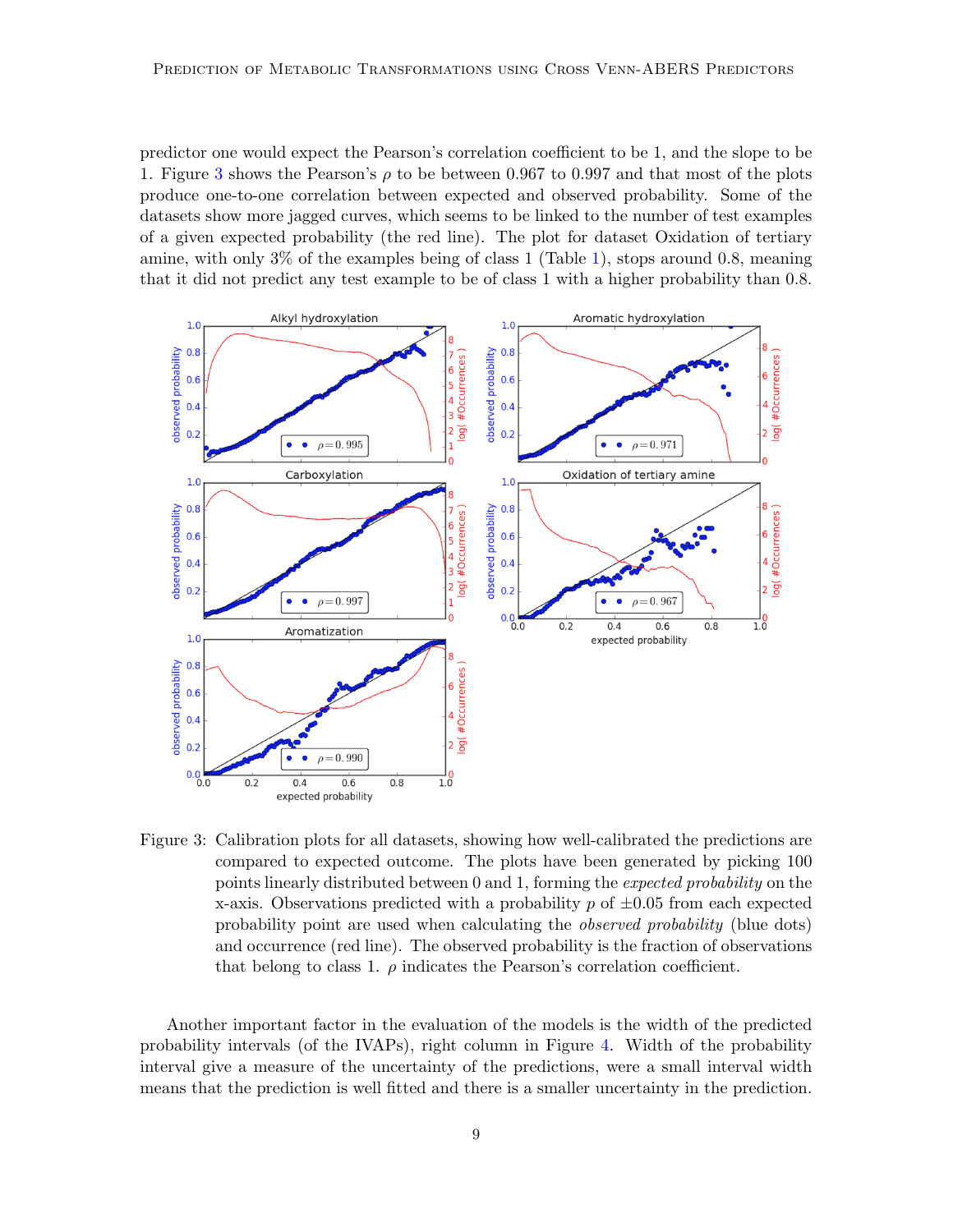predictor one would expect the Pearson's correlation coefficient to be 1, and the slope to be 1. Figure 3 shows the Pearson's $\rho$ to be between 0.967 to 0.997 and that most of the plots produce one-to-one correlation between expected and observed probability. Some of the datasets show more jagged curves, which seems to be linked to the number of test examples of a given expected probability (the red line). The plot for dataset Oxidation of tertiary amine, with only 3% of the examples being of class 1 (Table 1), stops around 0.8, meaning that it did not predict any test example to be of class 1 with a higher probability than 0.8.

Figure 3: Calibration plots for all datasets, showing how well-calibrated the predictions are compared to expected outcome. The plots have been generated by picking 100 points linearly distributed between 0 and 1, forming the *expected probability* on the x-axis. Observations predicted with a probability $p$ of $\pm 0.05$ from each expected probability point are used when calculating the *observed probability* (blue dots) and occurrence (red line). The observed probability is the fraction of observations that belong to class 1. $\rho$ indicates the Pearson's correlation coefficient.

Another important factor in the evaluation of the models is the width of the predicted probability intervals (of the IVAPs), right column in Figure 4. Width of the probability interval give a measure of the uncertainty of the predictions, were a small interval width means that the prediction is well fitted and there is a smaller uncertainty in the prediction.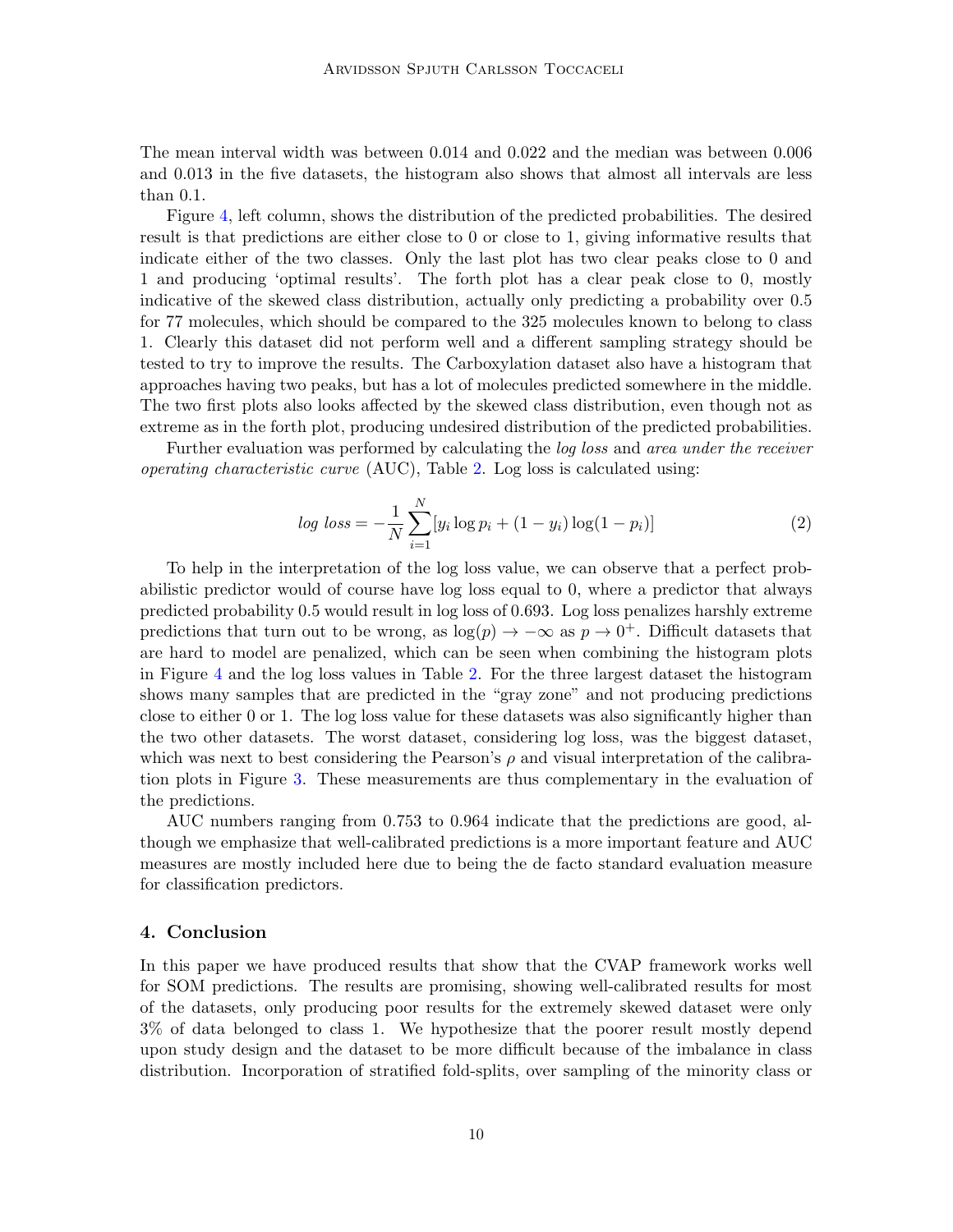The mean interval width was between 0.014 and 0.022 and the median was between 0.006 and 0.013 in the five datasets, the histogram also shows that almost all intervals are less than 0.1.

Figure 4, left column, shows the distribution of the predicted probabilities. The desired result is that predictions are either close to 0 or close to 1, giving informative results that indicate either of the two classes. Only the last plot has two clear peaks close to 0 and 1 and producing 'optimal results'. The forth plot has a clear peak close to 0, mostly indicative of the skewed class distribution, actually only predicting a probability over 0.5 for 77 molecules, which should be compared to the 325 molecules known to belong to class 1. Clearly this dataset did not perform well and a different sampling strategy should be tested to try to improve the results. The Carboxylation dataset also have a histogram that approaches having two peaks, but has a lot of molecules predicted somewhere in the middle. The two first plots also looks affected by the skewed class distribution, even though not as extreme as in the forth plot, producing undesired distribution of the predicted probabilities.

Further evaluation was performed by calculating the *log loss* and *area under the receiver operating characteristic curve* (AUC), Table 2. Log loss is calculated using:

$$\textit{log loss} = -\frac{1}{N}\sum_{i=1}^{N}[y_i \log p_i + (1-y_i)\log(1-p_i)] \tag{2}$$

To help in the interpretation of the log loss value, we can observe that a perfect probabilistic predictor would of course have log loss equal to 0, where a predictor that always predicted probability 0.5 would result in log loss of 0.693. Log loss penalizes harshly extreme predictions that turn out to be wrong, as $\log(p) \to -\infty$ as $p \to 0^+$. Difficult datasets that are hard to model are penalized, which can be seen when combining the histogram plots in Figure 4 and the log loss values in Table 2. For the three largest dataset the histogram shows many samples that are predicted in the "gray zone" and not producing predictions close to either 0 or 1. The log loss value for these datasets was also significantly higher than the two other datasets. The worst dataset, considering log loss, was the biggest dataset, which was next to best considering the Pearson's $\rho$ and visual interpretation of the calibration plots in Figure 3. These measurements are thus complementary in the evaluation of the predictions.

AUC numbers ranging from 0.753 to 0.964 indicate that the predictions are good, although we emphasize that well-calibrated predictions is a more important feature and AUC measures are mostly included here due to being the de facto standard evaluation measure for classification predictors.

## 4. Conclusion

In this paper we have produced results that show that the CVAP framework works well for SOM predictions. The results are promising, showing well-calibrated results for most of the datasets, only producing poor results for the extremely skewed dataset were only 3% of data belonged to class 1. We hypothesize that the poorer result mostly depend upon study design and the dataset to be more difficult because of the imbalance in class distribution. Incorporation of stratified fold-splits, over sampling of the minority class or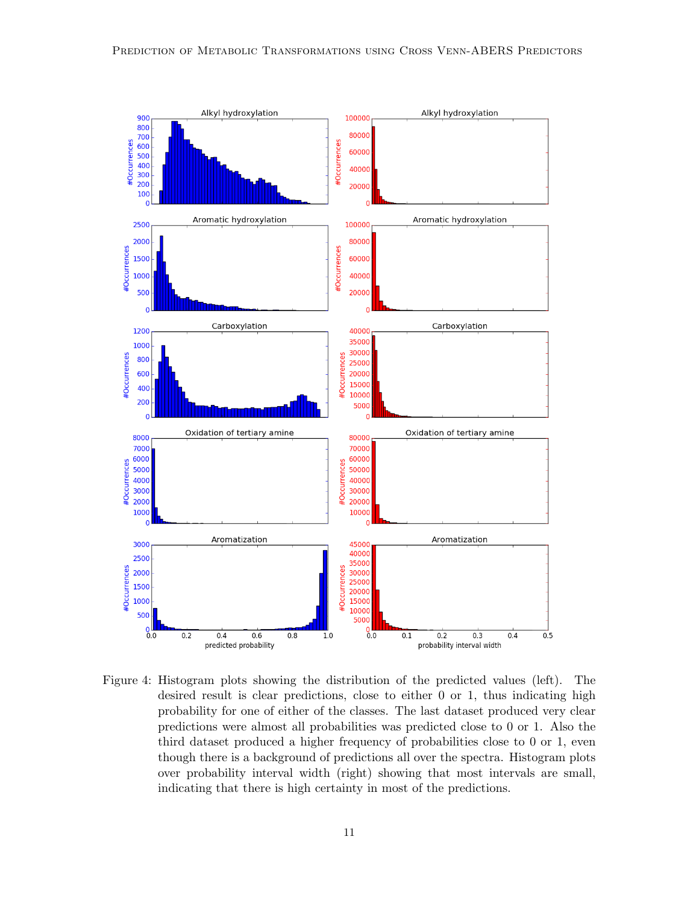Figure 4: Histogram plots showing the distribution of the predicted values (left). The desired result is clear predictions, close to either 0 or 1, thus indicating high probability for one of either of the classes. The last dataset produced very clear predictions were almost all probabilities was predicted close to 0 or 1. Also the third dataset produced a higher frequency of probabilities close to 0 or 1, even though there is a background of predictions all over the spectra. Histogram plots over probability interval width (right) showing that most intervals are small, indicating that there is high certainty in most of the predictions.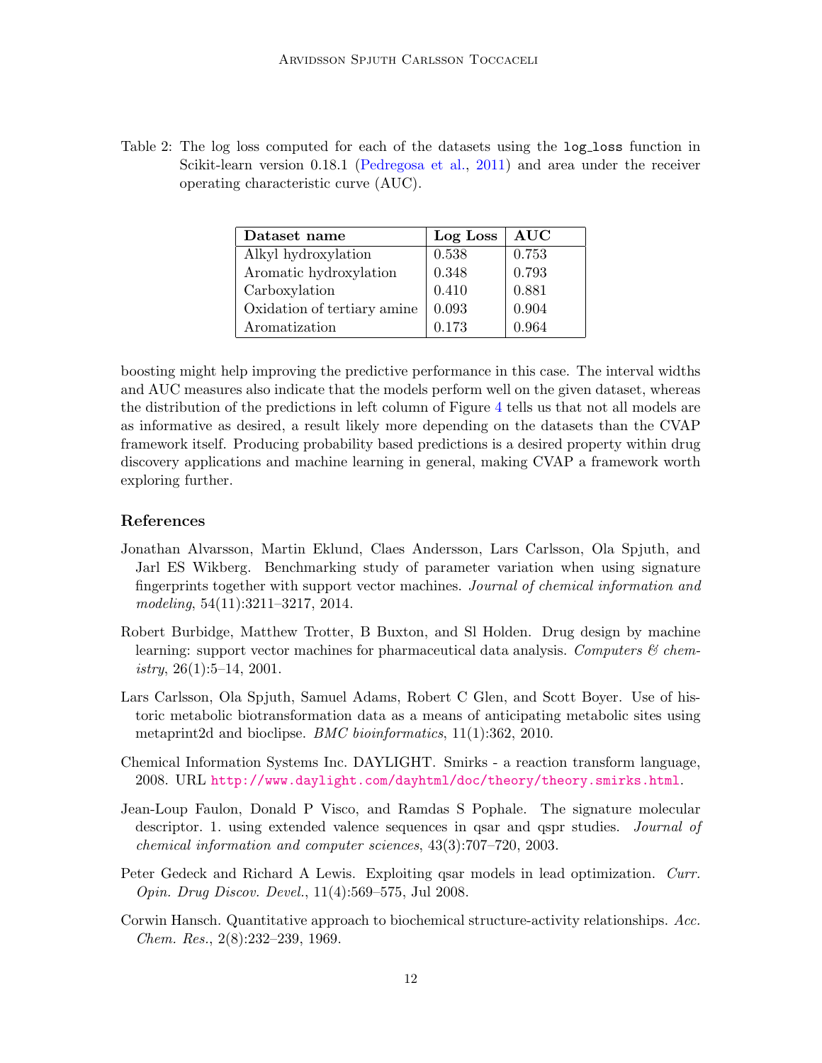Table 2: The log loss computed for each of the datasets using the log_loss function in Scikit-learn version 0.18.1 (Pedregosa et al., 2011) and area under the receiver operating characteristic curve (AUC).

| **Dataset name** | **Log Loss** | **AUC** |
|---|---|---|
| Alkyl hydroxylation | 0.538 | 0.753 |
| Aromatic hydroxylation | 0.348 | 0.793 |
| Carboxylation | 0.410 | 0.881 |
| Oxidation of tertiary amine | 0.093 | 0.904 |
| Aromatization | 0.173 | 0.964 |

boosting might help improving the predictive performance in this case. The interval widths and AUC measures also indicate that the models perform well on the given dataset, whereas the distribution of the predictions in left column of Figure 4 tells us that not all models are as informative as desired, a result likely more depending on the datasets than the CVAP framework itself. Producing probability based predictions is a desired property within drug discovery applications and machine learning in general, making CVAP a framework worth exploring further.

## References

Jonathan Alvarsson, Martin Eklund, Claes Andersson, Lars Carlsson, Ola Spjuth, and Jarl ES Wikberg. Benchmarking study of parameter variation when using signature fingerprints together with support vector machines. *Journal of chemical information and modeling*, 54(11):3211–3217, 2014.

Robert Burbidge, Matthew Trotter, B Buxton, and Sl Holden. Drug design by machine learning: support vector machines for pharmaceutical data analysis. *Computers & chemistry*, 26(1):5–14, 2001.

Lars Carlsson, Ola Spjuth, Samuel Adams, Robert C Glen, and Scott Boyer. Use of historic metabolic biotransformation data as a means of anticipating metabolic sites using metaprint2d and bioclipse. *BMC bioinformatics*, 11(1):362, 2010.

Chemical Information Systems Inc. DAYLIGHT. Smirks - a reaction transform language, 2008. URL http://www.daylight.com/dayhtml/doc/theory/theory.smirks.html.

Jean-Loup Faulon, Donald P Visco, and Ramdas S Pophale. The signature molecular descriptor. 1. using extended valence sequences in qsar and qspr studies. *Journal of chemical information and computer sciences*, 43(3):707–720, 2003.

Peter Gedeck and Richard A Lewis. Exploiting qsar models in lead optimization. *Curr. Opin. Drug Discov. Devel.*, 11(4):569–575, Jul 2008.

Corwin Hansch. Quantitative approach to biochemical structure-activity relationships. *Acc. Chem. Res.*, 2(8):232–239, 1969.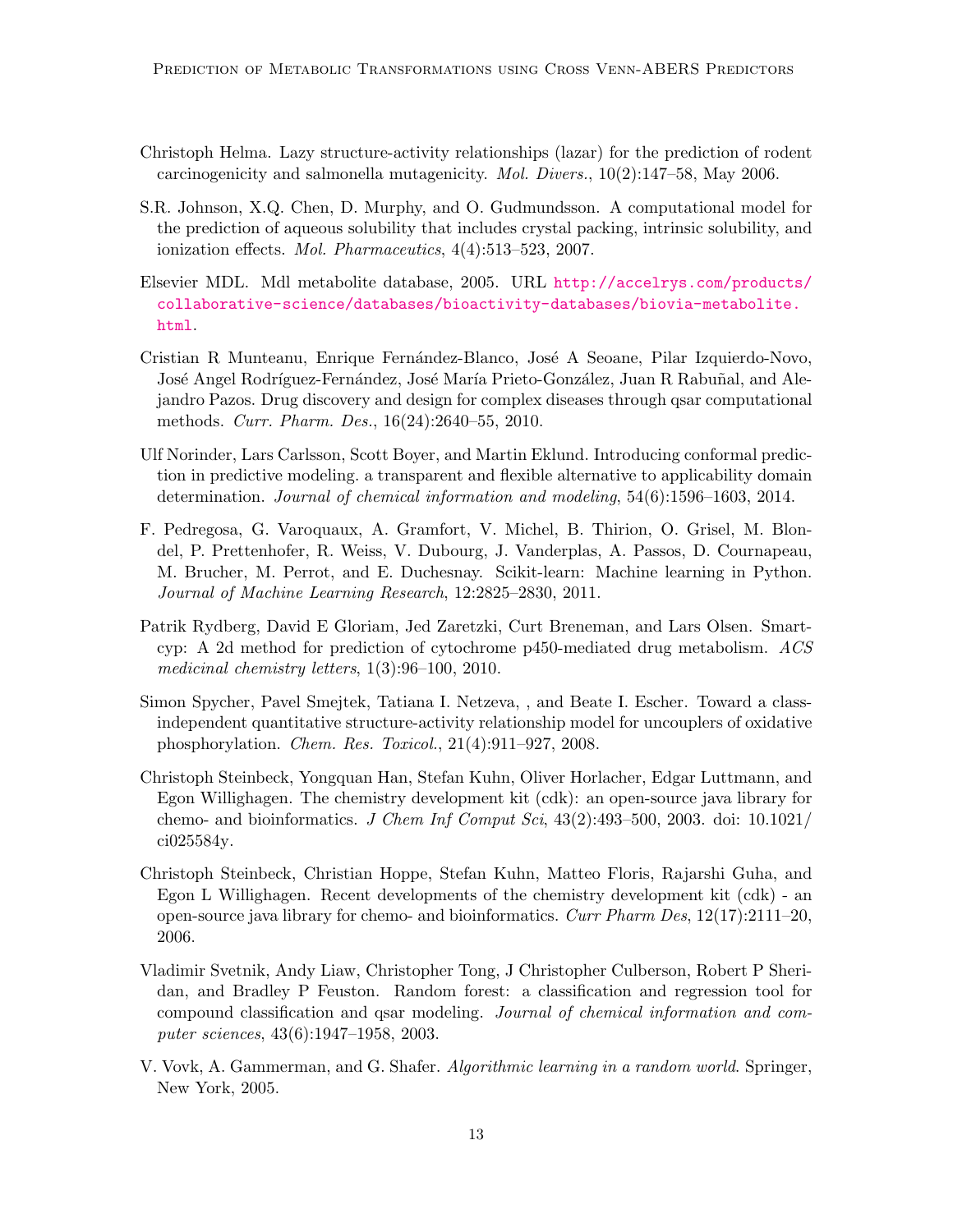Christoph Helma. Lazy structure-activity relationships (lazar) for the prediction of rodent carcinogenicity and salmonella mutagenicity. *Mol. Divers.*, 10(2):147–58, May 2006.

S.R. Johnson, X.Q. Chen, D. Murphy, and O. Gudmundsson. A computational model for the prediction of aqueous solubility that includes crystal packing, intrinsic solubility, and ionization effects. *Mol. Pharmaceutics*, 4(4):513–523, 2007.

Elsevier MDL. Mdl metabolite database, 2005. URL http://accelrys.com/products/collaborative-science/databases/bioactivity-databases/biovia-metabolite.html.

Cristian R Munteanu, Enrique Fernández-Blanco, José A Seoane, Pilar Izquierdo-Novo, José Angel Rodríguez-Fernández, José María Prieto-González, Juan R Rabuñal, and Alejandro Pazos. Drug discovery and design for complex diseases through qsar computational methods. *Curr. Pharm. Des.*, 16(24):2640–55, 2010.

Ulf Norinder, Lars Carlsson, Scott Boyer, and Martin Eklund. Introducing conformal prediction in predictive modeling. a transparent and flexible alternative to applicability domain determination. *Journal of chemical information and modeling*, 54(6):1596–1603, 2014.

F. Pedregosa, G. Varoquaux, A. Gramfort, V. Michel, B. Thirion, O. Grisel, M. Blondel, P. Prettenhofer, R. Weiss, V. Dubourg, J. Vanderplas, A. Passos, D. Cournapeau, M. Brucher, M. Perrot, and E. Duchesnay. Scikit-learn: Machine learning in Python. *Journal of Machine Learning Research*, 12:2825–2830, 2011.

Patrik Rydberg, David E Gloriam, Jed Zaretzki, Curt Breneman, and Lars Olsen. Smartcyp: A 2d method for prediction of cytochrome p450-mediated drug metabolism. *ACS medicinal chemistry letters*, 1(3):96–100, 2010.

Simon Spycher, Pavel Smejtek, Tatiana I. Netzeva, , and Beate I. Escher. Toward a class-independent quantitative structure-activity relationship model for uncouplers of oxidative phosphorylation. *Chem. Res. Toxicol.*, 21(4):911–927, 2008.

Christoph Steinbeck, Yongquan Han, Stefan Kuhn, Oliver Horlacher, Edgar Luttmann, and Egon Willighagen. The chemistry development kit (cdk): an open-source java library for chemo- and bioinformatics. *J Chem Inf Comput Sci*, 43(2):493–500, 2003. doi: 10.1021/ci025584y.

Christoph Steinbeck, Christian Hoppe, Stefan Kuhn, Matteo Floris, Rajarshi Guha, and Egon L Willighagen. Recent developments of the chemistry development kit (cdk) - an open-source java library for chemo- and bioinformatics. *Curr Pharm Des*, 12(17):2111–20, 2006.

Vladimir Svetnik, Andy Liaw, Christopher Tong, J Christopher Culberson, Robert P Sheridan, and Bradley P Feuston. Random forest: a classification and regression tool for compound classification and qsar modeling. *Journal of chemical information and computer sciences*, 43(6):1947–1958, 2003.

V. Vovk, A. Gammerman, and G. Shafer. *Algorithmic learning in a random world*. Springer, New York, 2005.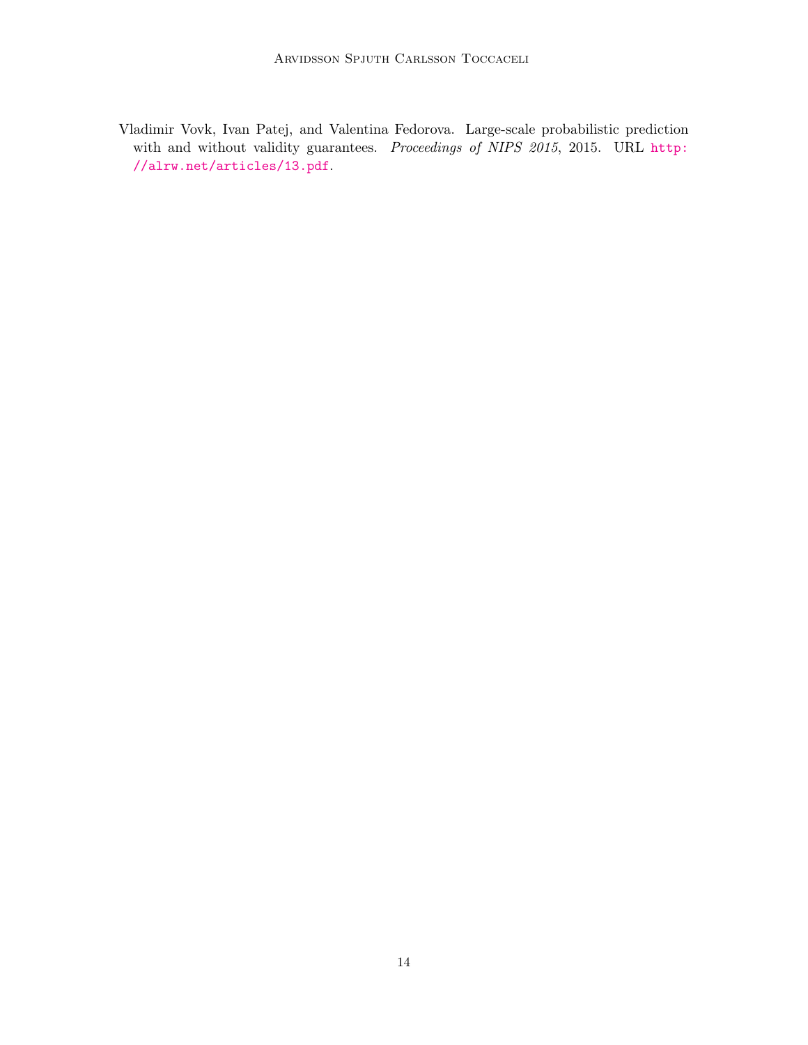Vladimir Vovk, Ivan Patej, and Valentina Fedorova. Large-scale probabilistic prediction with and without validity guarantees. *Proceedings of NIPS 2015*, 2015. URL http://alrw.net/articles/13.pdf.